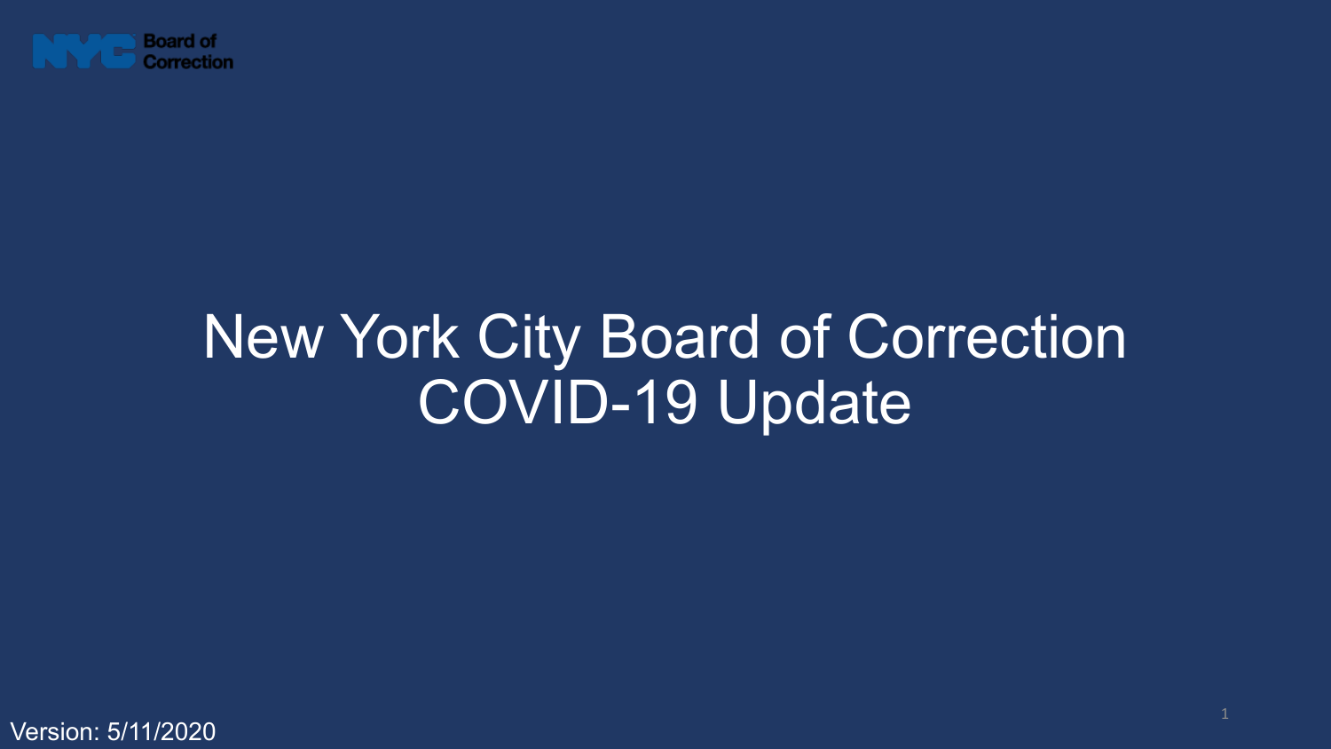NYC Board of Correction

# New York City Board of Correction COVID-19 Update

Version: 5/11/2020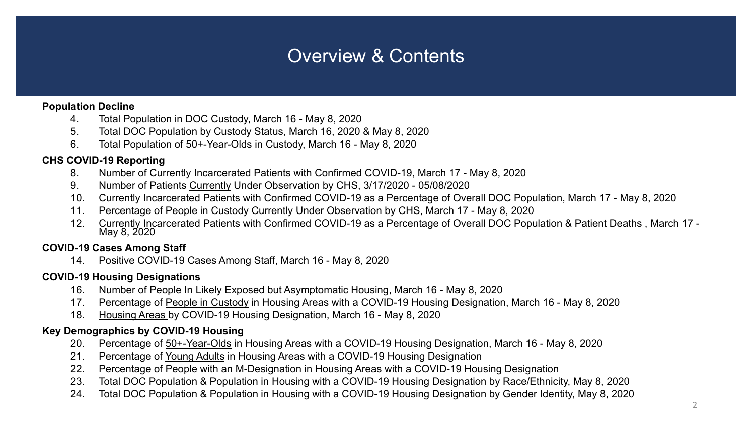# Overview & Contents

**Population Decline**

4. Total Population in DOC Custody, March 16 - May 8, 2020
5. Total DOC Population by Custody Status, March 16, 2020 & May 8, 2020
6. Total Population of 50+-Year-Olds in Custody, March 16 - May 8, 2020

**CHS COVID-19 Reporting**

8. Number of Currently Incarcerated Patients with Confirmed COVID-19, March 17 - May 8, 2020
9. Number of Patients Currently Under Observation by CHS, 3/17/2020 - 05/08/2020
10. Currently Incarcerated Patients with Confirmed COVID-19 as a Percentage of Overall DOC Population, March 17 - May 8, 2020
11. Percentage of People in Custody Currently Under Observation by CHS, March 17 - May 8, 2020
12. Currently Incarcerated Patients with Confirmed COVID-19 as a Percentage of Overall DOC Population & Patient Deaths , March 17 - May 8, 2020

**COVID-19 Cases Among Staff**

14. Positive COVID-19 Cases Among Staff, March 16 - May 8, 2020

**COVID-19 Housing Designations**

16. Number of People In Likely Exposed but Asymptomatic Housing, March 16 - May 8, 2020
17. Percentage of People in Custody in Housing Areas with a COVID-19 Housing Designation, March 16 - May 8, 2020
18. Housing Areas by COVID-19 Housing Designation, March 16 - May 8, 2020

**Key Demographics by COVID-19 Housing**

20. Percentage of 50+-Year-Olds in Housing Areas with a COVID-19 Housing Designation, March 16 - May 8, 2020
21. Percentage of Young Adults in Housing Areas with a COVID-19 Housing Designation
22. Percentage of People with an M-Designation in Housing Areas with a COVID-19 Housing Designation
23. Total DOC Population & Population in Housing with a COVID-19 Housing Designation by Race/Ethnicity, May 8, 2020
24. Total DOC Population & Population in Housing with a COVID-19 Housing Designation by Gender Identity, May 8, 2020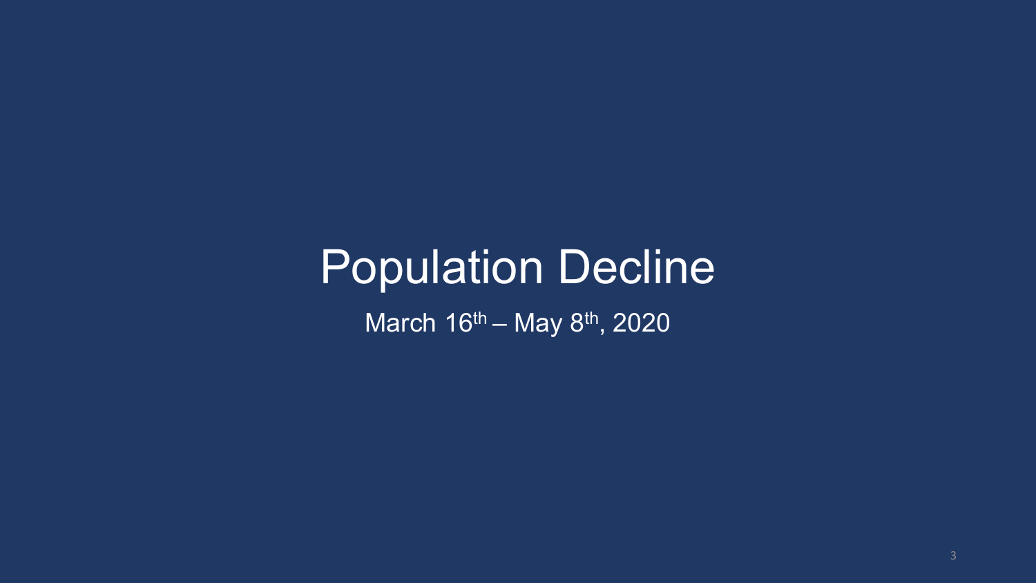# Population Decline

March 16th – May 8th, 2020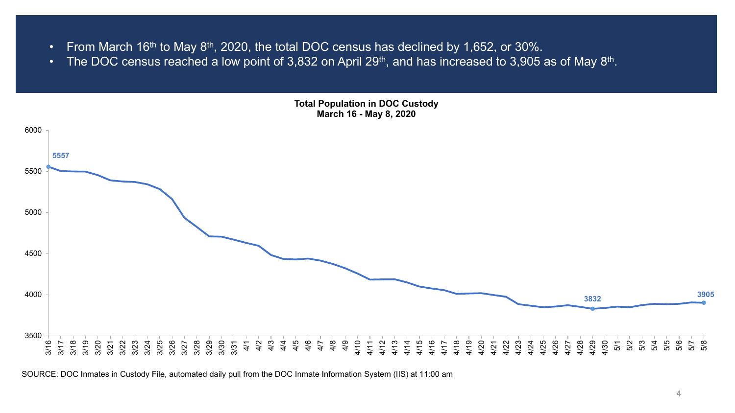- From March 16th to May 8th, 2020, the total DOC census has declined by 1,652, or 30%.
- The DOC census reached a low point of 3,832 on April 29th, and has increased to 3,905 as of May 8th.

**Total Population in DOC Custody**
**March 16 - May 8, 2020**

SOURCE: DOC Inmates in Custody File, automated daily pull from the DOC Inmate Information System (IIS) at 11:00 am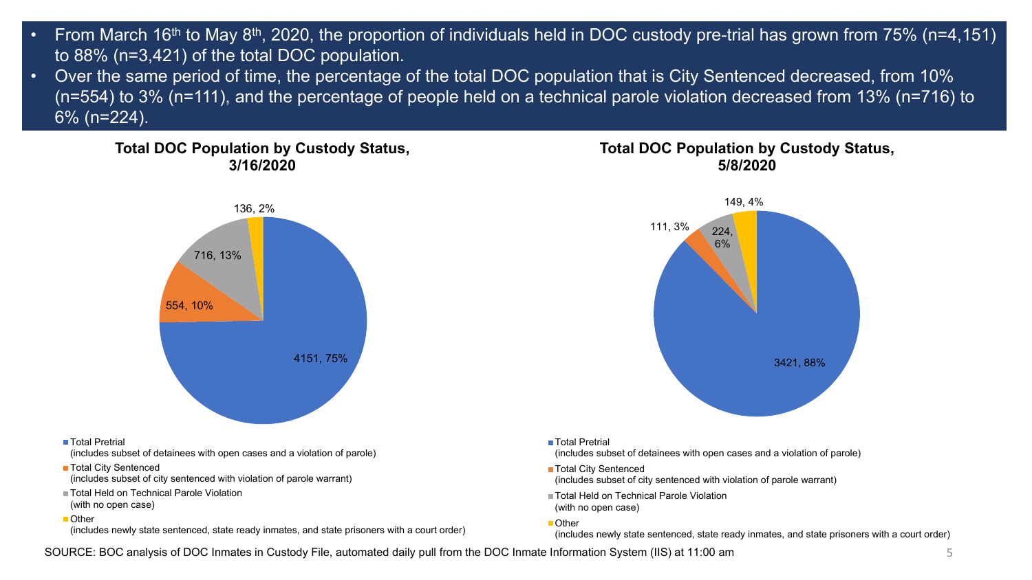- From March 16th to May 8th, 2020, the proportion of individuals held in DOC custody pre-trial has grown from 75% (n=4,151) to 88% (n=3,421) of the total DOC population.
- Over the same period of time, the percentage of the total DOC population that is City Sentenced decreased, from 10% (n=554) to 3% (n=111), and the percentage of people held on a technical parole violation decreased from 13% (n=716) to 6% (n=224).

**Total DOC Population by Custody Status, 3/16/2020**

| Custody Status | n | % |
|---|---|---|
| Total Pretrial (includes subset of detainees with open cases and a violation of parole) | 4151 | 75% |
| Total City Sentenced (includes subset of city sentenced with violation of parole warrant) | 554 | 10% |
| Total Held on Technical Parole Violation (with no open case) | 716 | 13% |
| Other (includes newly state sentenced, state ready inmates, and state prisoners with a court order) | 136 | 2% |

**Total DOC Population by Custody Status, 5/8/2020**

| Custody Status | n | % |
|---|---|---|
| Total Pretrial (includes subset of detainees with open cases and a violation of parole) | 3421 | 88% |
| Total City Sentenced (includes subset of city sentenced with violation of parole warrant) | 111 | 3% |
| Total Held on Technical Parole Violation (with no open case) | 224 | 6% |
| Other (includes newly state sentenced, state ready inmates, and state prisoners with a court order) | 149 | 4% |

SOURCE: BOC analysis of DOC Inmates in Custody File, automated daily pull from the DOC Inmate Information System (IIS) at 11:00 am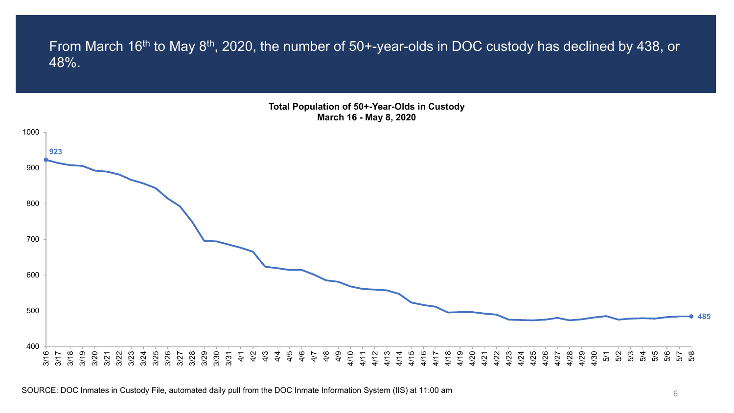From March 16th to May 8th, 2020, the number of 50+-year-olds in DOC custody has declined by 438, or 48%.

**Total Population of 50+-Year-Olds in Custody**
**March 16 - May 8, 2020**

SOURCE: DOC Inmates in Custody File, automated daily pull from the DOC Inmate Information System (IIS) at 11:00 am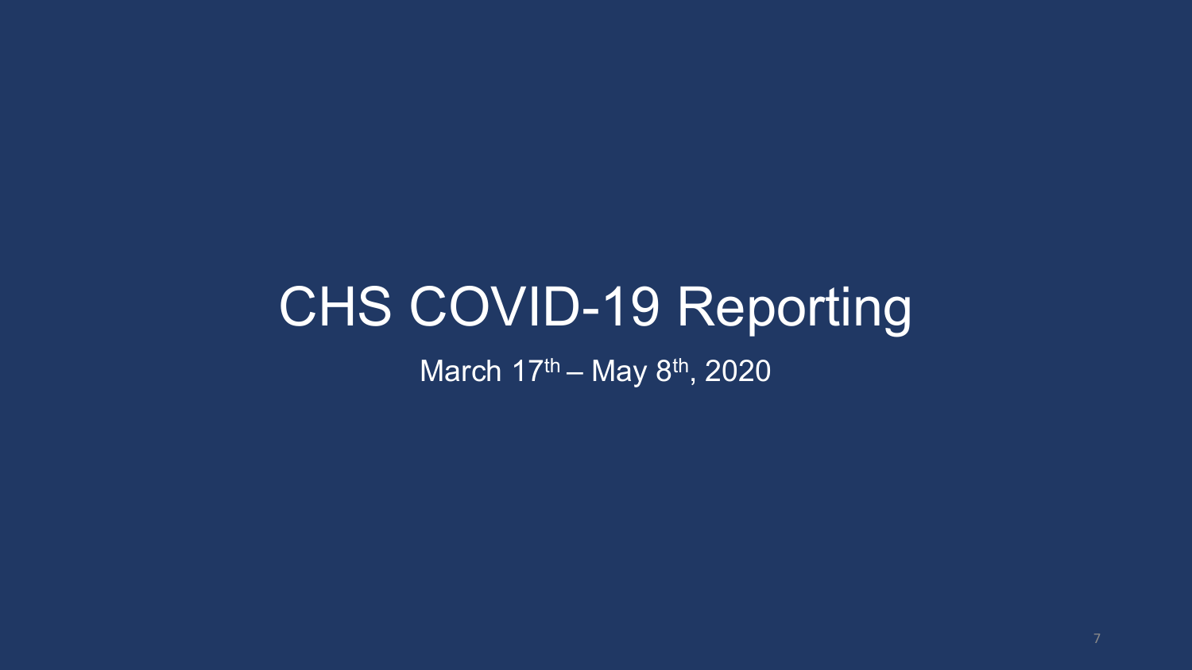# CHS COVID-19 Reporting

March 17th – May 8th, 2020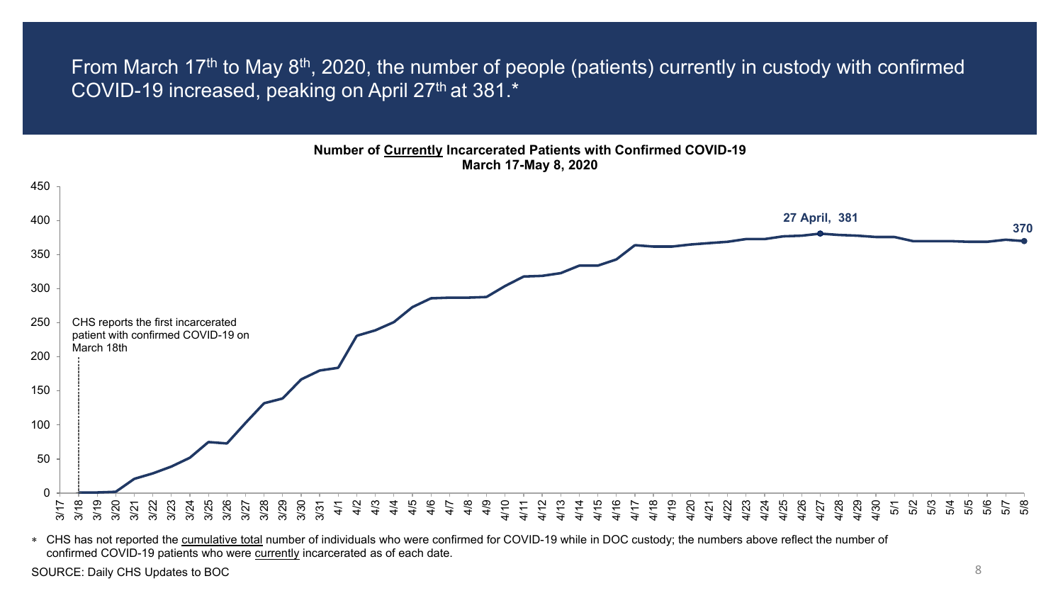From March 17th to May 8th, 2020, the number of people (patients) currently in custody with confirmed COVID-19 increased, peaking on April 27th at 381.*

**Number of Currently Incarcerated Patients with Confirmed COVID-19**
**March 17-May 8, 2020**

CHS reports the first incarcerated patient with confirmed COVID-19 on March 18th

27 April, 381

370

* CHS has not reported the cumulative total number of individuals who were confirmed for COVID-19 while in DOC custody; the numbers above reflect the number of confirmed COVID-19 patients who were currently incarcerated as of each date.

SOURCE: Daily CHS Updates to BOC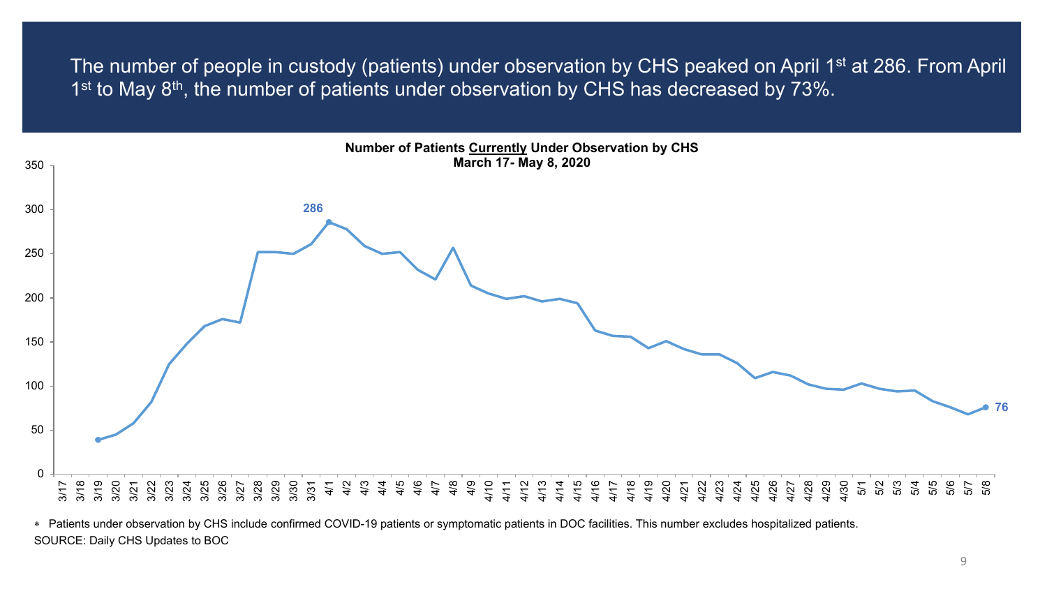The number of people in custody (patients) under observation by CHS peaked on April 1st at 286. From April 1st to May 8th, the number of patients under observation by CHS has decreased by 73%.

**Number of Patients Currently Under Observation by CHS**
**March 17- May 8, 2020**

*Patients under observation by CHS include confirmed COVID-19 patients or symptomatic patients in DOC facilities. This number excludes hospitalized patients.

SOURCE: Daily CHS Updates to BOC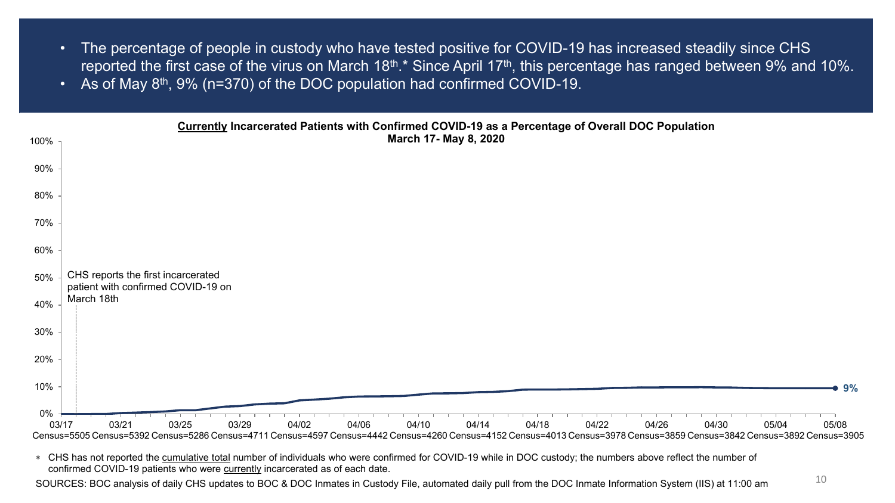- The percentage of people in custody who have tested positive for COVID-19 has increased steadily since CHS reported the first case of the virus on March 18th.* Since April 17th, this percentage has ranged between 9% and 10%.
- As of May 8th, 9% (n=370) of the DOC population had confirmed COVID-19.

**Currently Incarcerated Patients with Confirmed COVID-19 as a Percentage of Overall DOC Population**
**March 17- May 8, 2020**

CHS reports the first incarcerated patient with confirmed COVID-19 on March 18th

9%

| 03/17 | 03/21 | 03/25 | 03/29 | 04/02 | 04/06 | 04/10 | 04/14 | 04/18 | 04/22 | 04/26 | 04/30 | 05/04 | 05/08 |
|---|---|---|---|---|---|---|---|---|---|---|---|---|---|
| Census=5505 | Census=5392 | Census=5286 | Census=4711 | Census=4597 | Census=4442 | Census=4260 | Census=4152 | Census=4013 | Census=3978 | Census=3859 | Census=3842 | Census=3892 | Census=3905 |

* CHS has not reported the cumulative total number of individuals who were confirmed for COVID-19 while in DOC custody; the numbers above reflect the number of confirmed COVID-19 patients who were currently incarcerated as of each date.

SOURCES: BOC analysis of daily CHS updates to BOC & DOC Inmates in Custody File, automated daily pull from the DOC Inmate Information System (IIS) at 11:00 am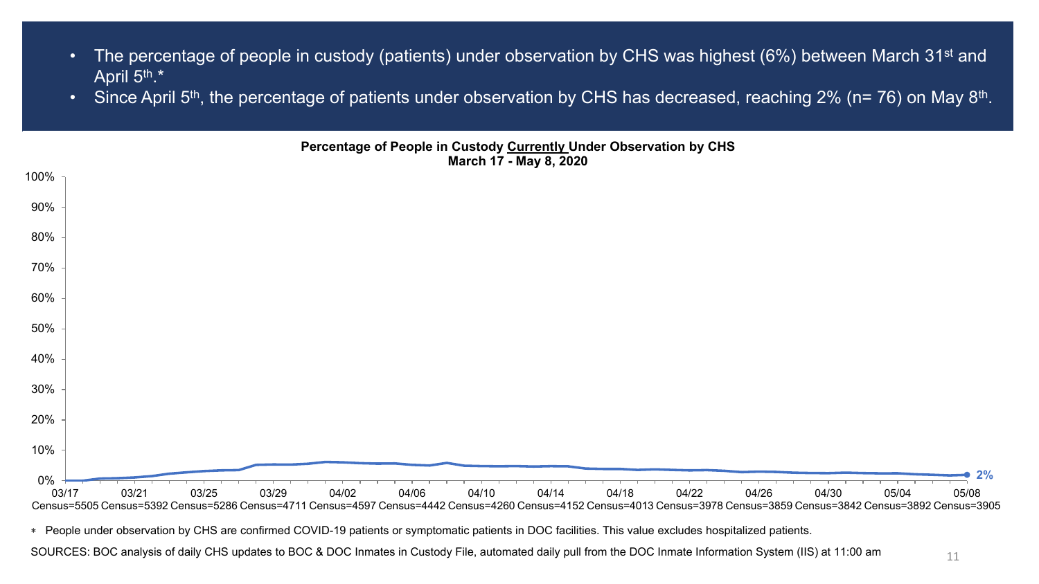- The percentage of people in custody (patients) under observation by CHS was highest (6%) between March 31st and April 5th.*
- Since April 5th, the percentage of patients under observation by CHS has decreased, reaching 2% (n= 76) on May 8th.

**Percentage of People in Custody Currently Under Observation by CHS**
**March 17 - May 8, 2020**

| Date | 03/17 | 03/21 | 03/25 | 03/29 | 04/02 | 04/06 | 04/10 | 04/14 | 04/18 | 04/22 | 04/26 | 04/30 | 05/04 | 05/08 |
|---|---|---|---|---|---|---|---|---|---|---|---|---|---|---|
| Census | 5505 | 5392 | 5286 | 4711 | 4597 | 4442 | 4260 | 4152 | 4013 | 3978 | 3859 | 3842 | 3892 | 3905 |

Final value labeled: 2%

* People under observation by CHS are confirmed COVID-19 patients or symptomatic patients in DOC facilities. This value excludes hospitalized patients.

SOURCES: BOC analysis of daily CHS updates to BOC & DOC Inmates in Custody File, automated daily pull from the DOC Inmate Information System (IIS) at 11:00 am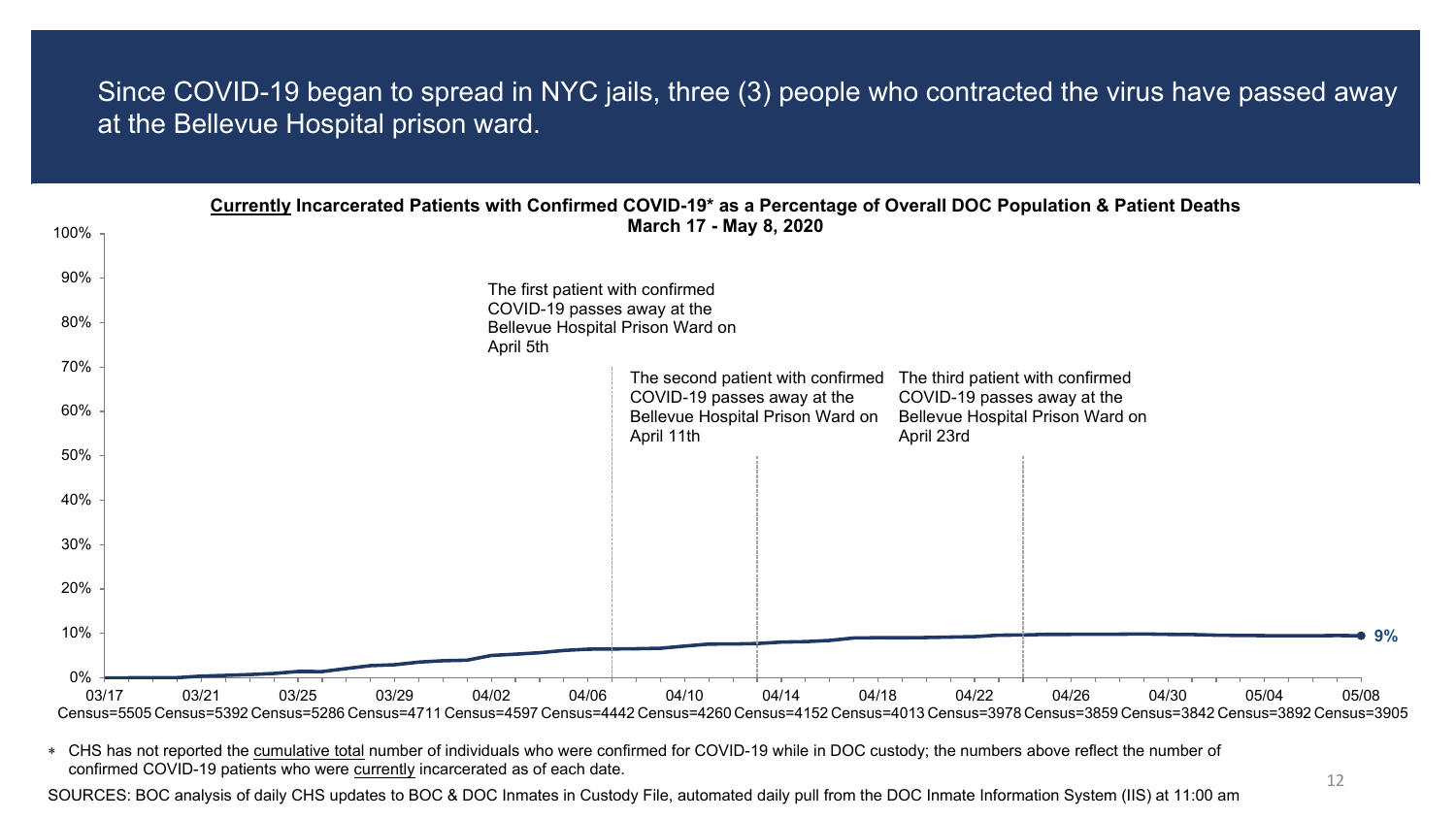# Since COVID-19 began to spread in NYC jails, three (3) people who contracted the virus have passed away at the Bellevue Hospital prison ward.

**<u>Currently</u> Incarcerated Patients with Confirmed COVID-19* as a Percentage of Overall DOC Population & Patient Deaths**
**March 17 - May 8, 2020**

The first patient with confirmed COVID-19 passes away at the Bellevue Hospital Prison Ward on April 5th

The second patient with confirmed COVID-19 passes away at the Bellevue Hospital Prison Ward on April 11th

The third patient with confirmed COVID-19 passes away at the Bellevue Hospital Prison Ward on April 23rd

| Date | 03/17 | 03/21 | 03/25 | 03/29 | 04/02 | 04/06 | 04/10 | 04/14 | 04/18 | 04/22 | 04/26 | 04/30 | 05/04 | 05/08 |
|---|---|---|---|---|---|---|---|---|---|---|---|---|---|---|
| Census | 5505 | 5392 | 5286 | 4711 | 4597 | 4442 | 4260 | 4152 | 4013 | 3978 | 3859 | 3842 | 3892 | 3905 |

Final value on 05/08: 9%

* CHS has not reported the <u>cumulative total</u> number of individuals who were confirmed for COVID-19 while in DOC custody; the numbers above reflect the number of confirmed COVID-19 patients who were <u>currently</u> incarcerated as of each date.

SOURCES: BOC analysis of daily CHS updates to BOC & DOC Inmates in Custody File, automated daily pull from the DOC Inmate Information System (IIS) at 11:00 am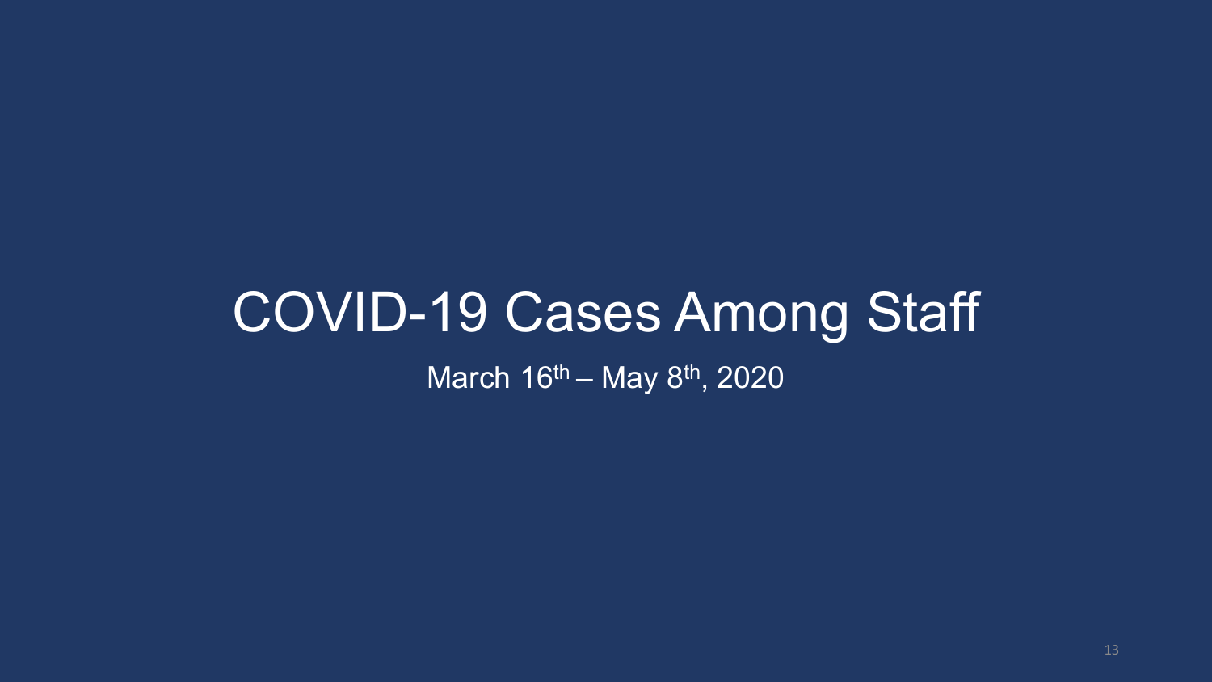# COVID-19 Cases Among Staff

March 16th – May 8th, 2020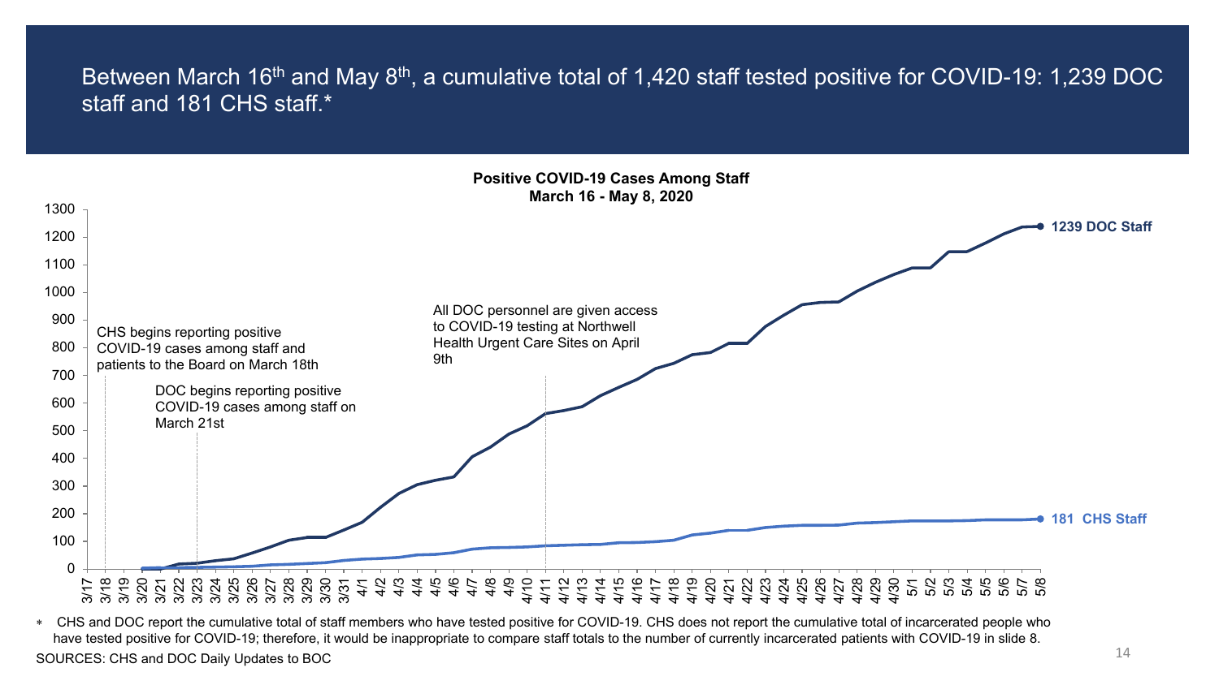# Between March 16th and May 8th, a cumulative total of 1,420 staff tested positive for COVID-19: 1,239 DOC staff and 181 CHS staff.*

**Positive COVID-19 Cases Among Staff**
**March 16 - May 8, 2020**

- CHS begins reporting positive COVID-19 cases among staff and patients to the Board on March 18th
- DOC begins reporting positive COVID-19 cases among staff on March 21st
- All DOC personnel are given access to COVID-19 testing at Northwell Health Urgent Care Sites on April 9th

**1239 DOC Staff**

**181 CHS Staff**

∗ CHS and DOC report the cumulative total of staff members who have tested positive for COVID-19. CHS does not report the cumulative total of incarcerated people who have tested positive for COVID-19; therefore, it would be inappropriate to compare staff totals to the number of currently incarcerated patients with COVID-19 in slide 8.

SOURCES: CHS and DOC Daily Updates to BOC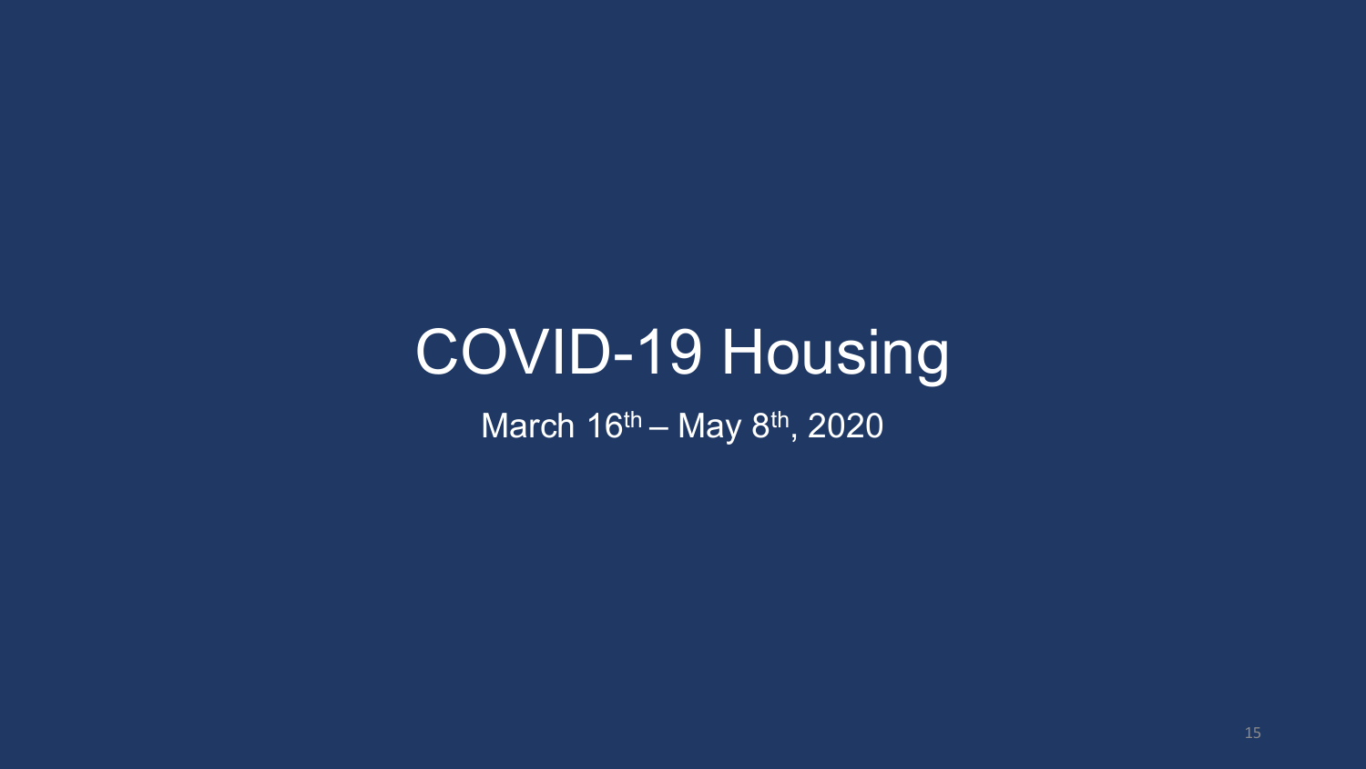# COVID-19 Housing

March 16th – May 8th, 2020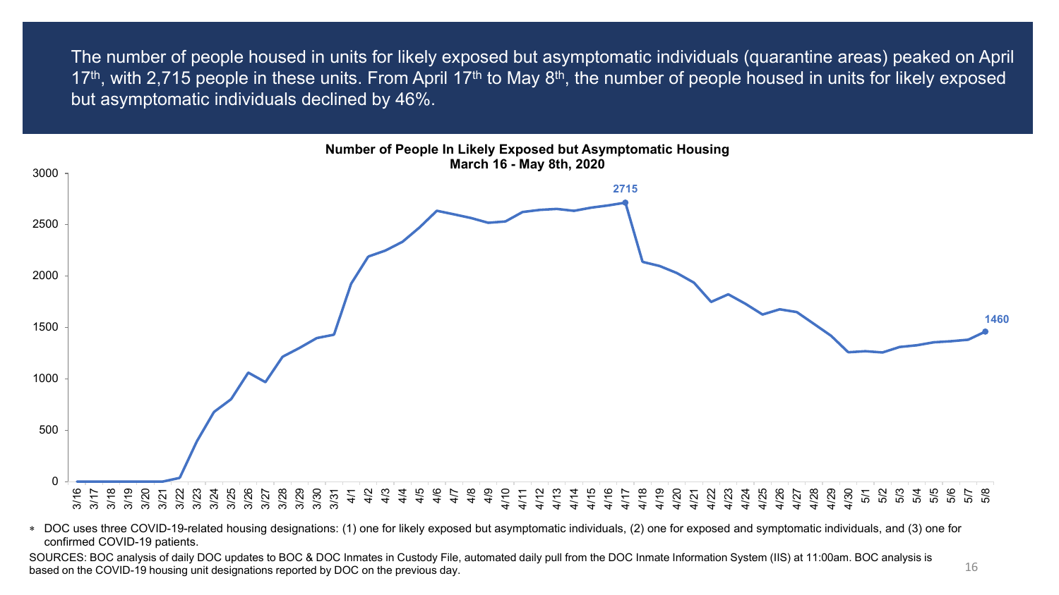The number of people housed in units for likely exposed but asymptomatic individuals (quarantine areas) peaked on April 17th, with 2,715 people in these units. From April 17th to May 8th, the number of people housed in units for likely exposed but asymptomatic individuals declined by 46%.

**Number of People In Likely Exposed but Asymptomatic Housing**
**March 16 - May 8th, 2020**

∗ DOC uses three COVID-19-related housing designations: (1) one for likely exposed but asymptomatic individuals, (2) one for exposed and symptomatic individuals, and (3) one for confirmed COVID-19 patients.

SOURCES: BOC analysis of daily DOC updates to BOC & DOC Inmates in Custody File, automated daily pull from the DOC Inmate Information System (IIS) at 11:00am. BOC analysis is based on the COVID-19 housing unit designations reported by DOC on the previous day.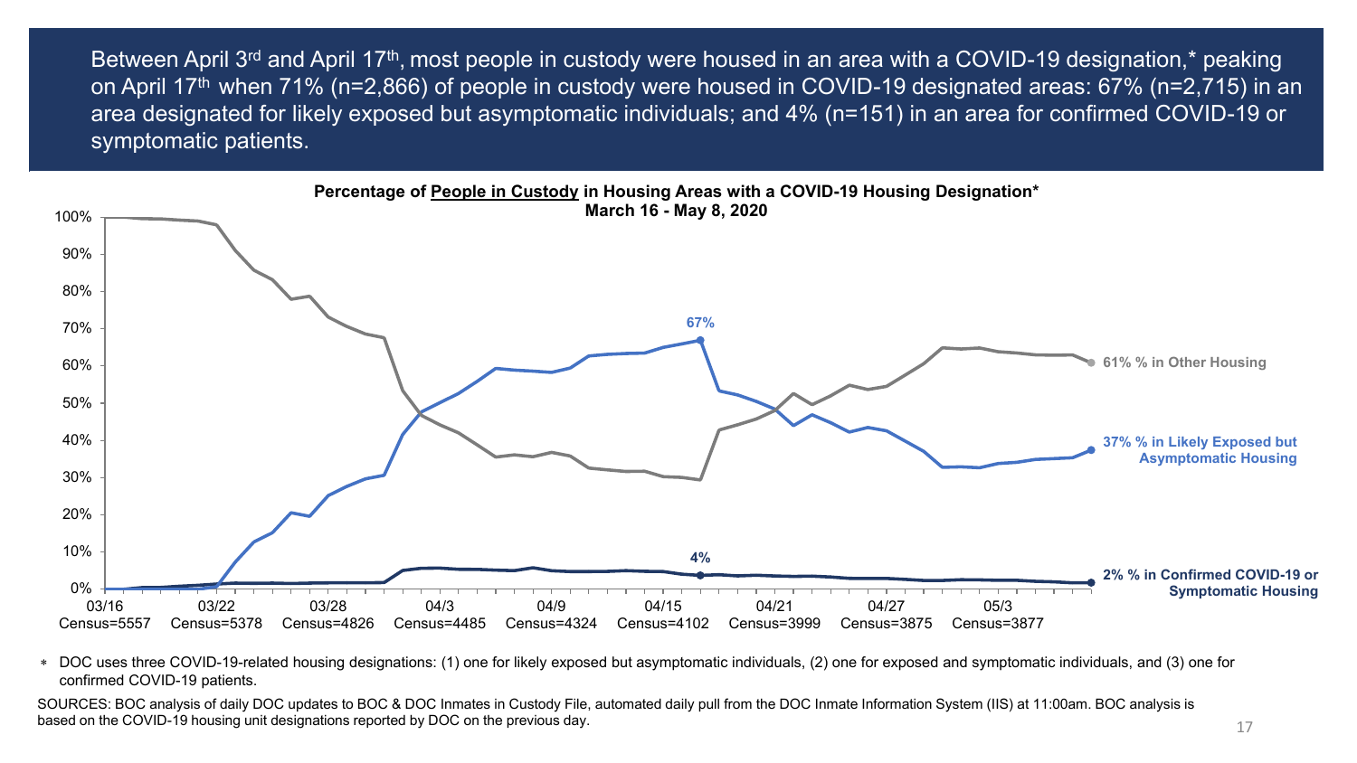Between April 3rd and April 17th, most people in custody were housed in an area with a COVID-19 designation,* peaking on April 17th when 71% (n=2,866) of people in custody were housed in COVID-19 designated areas: 67% (n=2,715) in an area designated for likely exposed but asymptomatic individuals; and 4% (n=151) in an area for confirmed COVID-19 or symptomatic patients.

**Percentage of People in Custody in Housing Areas with a COVID-19 Housing Designation***
**March 16 - May 8, 2020**

| Date | Census |
|---|---|
| 03/16 | 5557 |
| 03/22 | 5378 |
| 03/28 | 4826 |
| 04/3 | 4485 |
| 04/9 | 4324 |
| 04/15 | 4102 |
| 04/21 | 3999 |
| 04/27 | 3875 |
| 05/3 | 3877 |

- 67% (peak, Likely Exposed but Asymptomatic Housing)
- 4% (peak, Confirmed COVID-19 or Symptomatic Housing)
- 61% % in Other Housing
- 37% % in Likely Exposed but Asymptomatic Housing
- 2% % in Confirmed COVID-19 or Symptomatic Housing

* DOC uses three COVID-19-related housing designations: (1) one for likely exposed but asymptomatic individuals, (2) one for exposed and symptomatic individuals, and (3) one for confirmed COVID-19 patients.

SOURCES: BOC analysis of daily DOC updates to BOC & DOC Inmates in Custody File, automated daily pull from the DOC Inmate Information System (IIS) at 11:00am. BOC analysis is based on the COVID-19 housing unit designations reported by DOC on the previous day.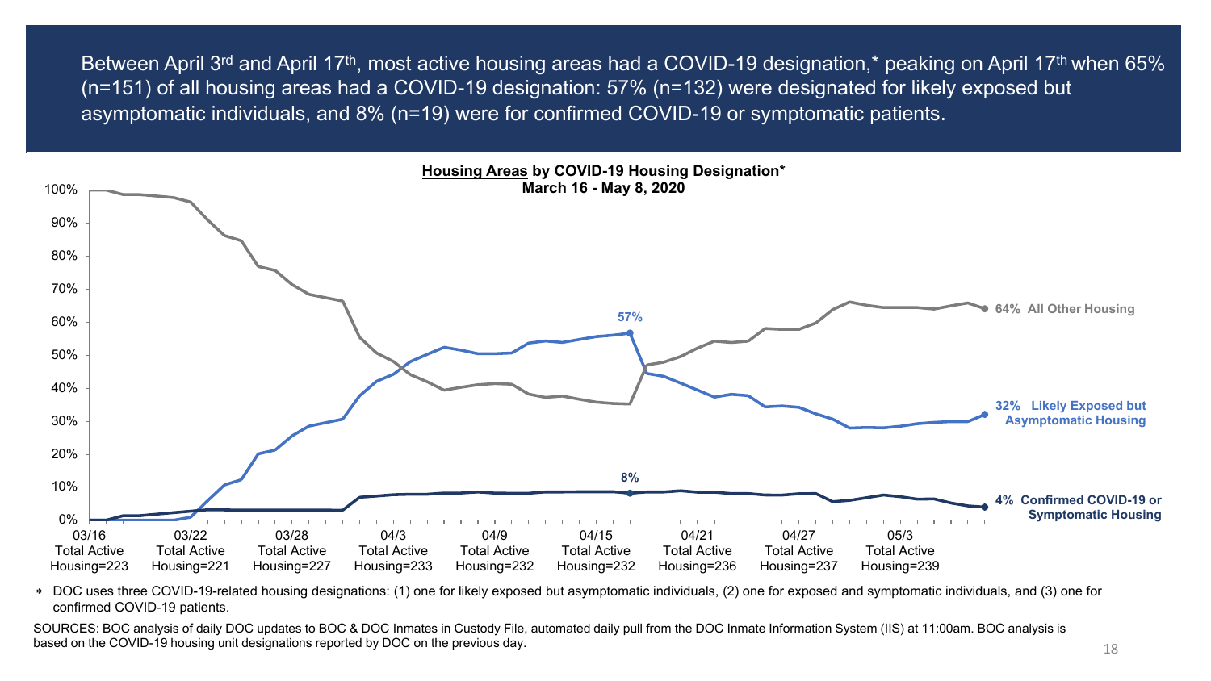Between April 3[rd] and April 17[th], most active housing areas had a COVID-19 designation,* peaking on April 17[th] when 65% (n=151) of all housing areas had a COVID-19 designation: 57% (n=132) were designated for likely exposed but asymptomatic individuals, and 8% (n=19) were for confirmed COVID-19 or symptomatic patients.

**Housing Areas by COVID-19 Housing Designation***
**March 16 - May 8, 2020**

| Date | Total Active Housing |
| --- | --- |
| 03/16 | 223 |
| 03/22 | 221 |
| 03/28 | 227 |
| 04/3 | 233 |
| 04/9 | 232 |
| 04/15 | 232 |
| 04/21 | 236 |
| 04/27 | 237 |
| 05/3 | 239 |

Labels: 57% (Likely Exposed but Asymptomatic Housing, peak); 8% (Confirmed COVID-19 or Symptomatic Housing, peak); 64% All Other Housing; 32% Likely Exposed but Asymptomatic Housing; 4% Confirmed COVID-19 or Symptomatic Housing (as of May 8).

* DOC uses three COVID-19-related housing designations: (1) one for likely exposed but asymptomatic individuals, (2) one for exposed and symptomatic individuals, and (3) one for confirmed COVID-19 patients.

SOURCES: BOC analysis of daily DOC updates to BOC & DOC Inmates in Custody File, automated daily pull from the DOC Inmate Information System (IIS) at 11:00am. BOC analysis is based on the COVID-19 housing unit designations reported by DOC on the previous day.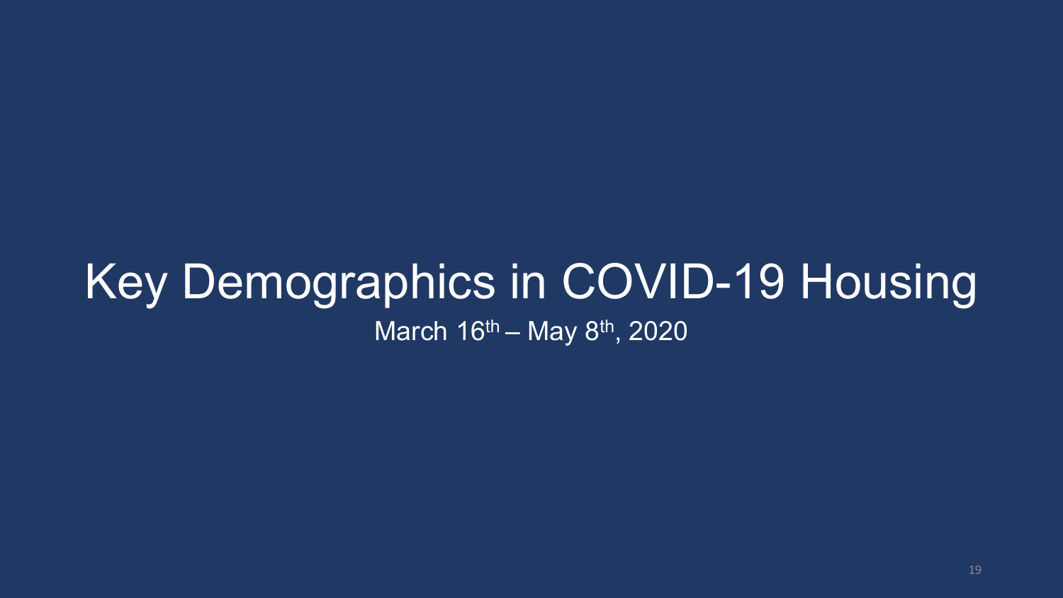# Key Demographics in COVID-19 Housing

March 16th – May 8th, 2020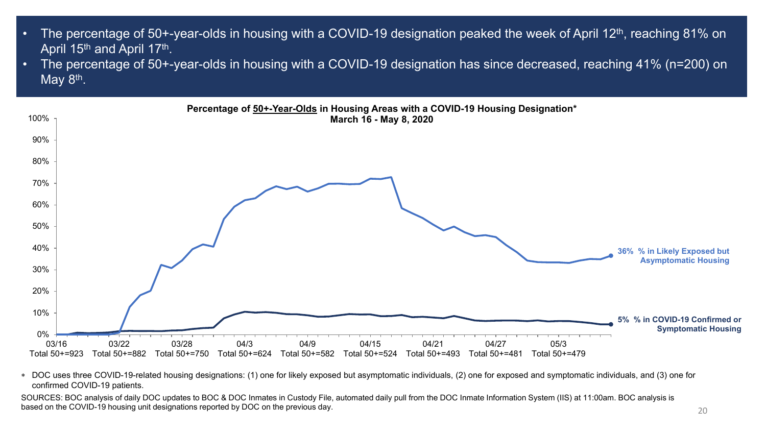- The percentage of 50+-year-olds in housing with a COVID-19 designation peaked the week of April 12th, reaching 81% on April 15th and April 17th.
- The percentage of 50+-year-olds in housing with a COVID-19 designation has since decreased, reaching 41% (n=200) on May 8th.

**Percentage of 50+-Year-Olds in Housing Areas with a COVID-19 Housing Designation***
**March 16 - May 8, 2020**

100%
90%
80%
70%
60%
50%
40%
30%
20%
10%
0%

03/16 Total 50+=923 | 03/22 Total 50+=882 | 03/28 Total 50+=750 | 04/3 Total 50+=624 | 04/9 Total 50+=582 | 04/15 Total 50+=524 | 04/21 Total 50+=493 | 04/27 Total 50+=481 | 05/3 Total 50+=479

**36% % in Likely Exposed but Asymptomatic Housing**

**5% % in COVID-19 Confirmed or Symptomatic Housing**

* DOC uses three COVID-19-related housing designations: (1) one for likely exposed but asymptomatic individuals, (2) one for exposed and symptomatic individuals, and (3) one for confirmed COVID-19 patients.

SOURCES: BOC analysis of daily DOC updates to BOC & DOC Inmates in Custody File, automated daily pull from the DOC Inmate Information System (IIS) at 11:00am. BOC analysis is based on the COVID-19 housing unit designations reported by DOC on the previous day.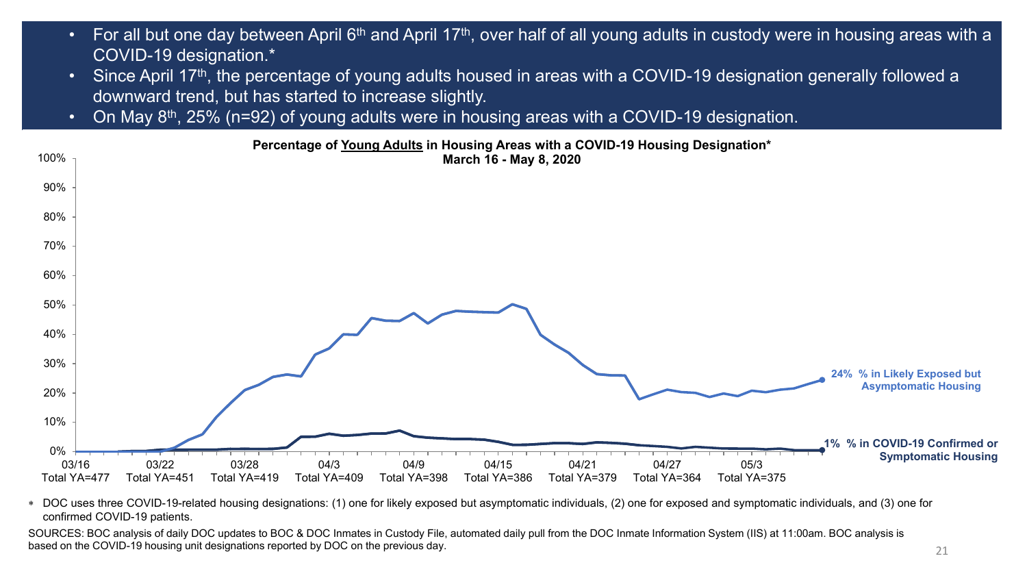- For all but one day between April 6th and April 17th, over half of all young adults in custody were in housing areas with a COVID-19 designation.*
- Since April 17th, the percentage of young adults housed in areas with a COVID-19 designation generally followed a downward trend, but has started to increase slightly.
- On May 8th, 25% (n=92) of young adults were in housing areas with a COVID-19 designation.

**Percentage of Young Adults in Housing Areas with a COVID-19 Housing Designation***
**March 16 - May 8, 2020**

100%
90%
80%
70%
60%
50%
40%
30%
20%
10%
0%

03/16 Total YA=477 | 03/22 Total YA=451 | 03/28 Total YA=419 | 04/3 Total YA=409 | 04/9 Total YA=398 | 04/15 Total YA=386 | 04/21 Total YA=379 | 04/27 Total YA=364 | 05/3 Total YA=375

**24% % in Likely Exposed but Asymptomatic Housing**

**1% % in COVID-19 Confirmed or Symptomatic Housing**

* DOC uses three COVID-19-related housing designations: (1) one for likely exposed but asymptomatic individuals, (2) one for exposed and symptomatic individuals, and (3) one for confirmed COVID-19 patients.

SOURCES: BOC analysis of daily DOC updates to BOC & DOC Inmates in Custody File, automated daily pull from the DOC Inmate Information System (IIS) at 11:00am. BOC analysis is based on the COVID-19 housing unit designations reported by DOC on the previous day.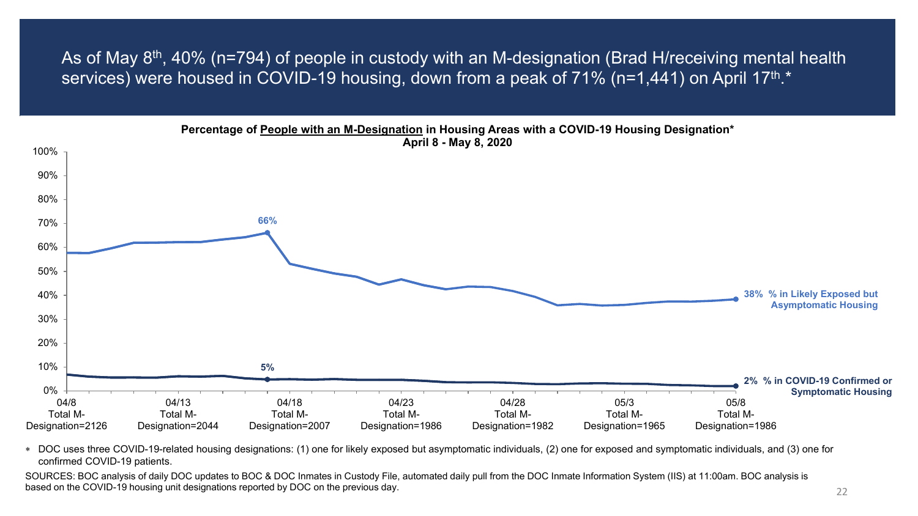# As of May 8th, 40% (n=794) of people in custody with an M-designation (Brad H/receiving mental health services) were housed in COVID-19 housing, down from a peak of 71% (n=1,441) on April 17th.*

**Percentage of People with an M-Designation in Housing Areas with a COVID-19 Housing Designation***
**April 8 - May 8, 2020**

| | 04/8 | 04/13 | 04/18 | 04/23 | 04/28 | 05/3 | 05/8 |
|---|---|---|---|---|---|---|---|
| Total M-Designation | 2126 | 2044 | 2007 | 1986 | 1982 | 1965 | 1986 |

- % in Likely Exposed but Asymptomatic Housing: peak 66%; 38% on 05/8
- % in COVID-19 Confirmed or Symptomatic Housing: 5%; 2% on 05/8

\* DOC uses three COVID-19-related housing designations: (1) one for likely exposed but asymptomatic individuals, (2) one for exposed and symptomatic individuals, and (3) one for confirmed COVID-19 patients.

SOURCES: BOC analysis of daily DOC updates to BOC & DOC Inmates in Custody File, automated daily pull from the DOC Inmate Information System (IIS) at 11:00am. BOC analysis is based on the COVID-19 housing unit designations reported by DOC on the previous day.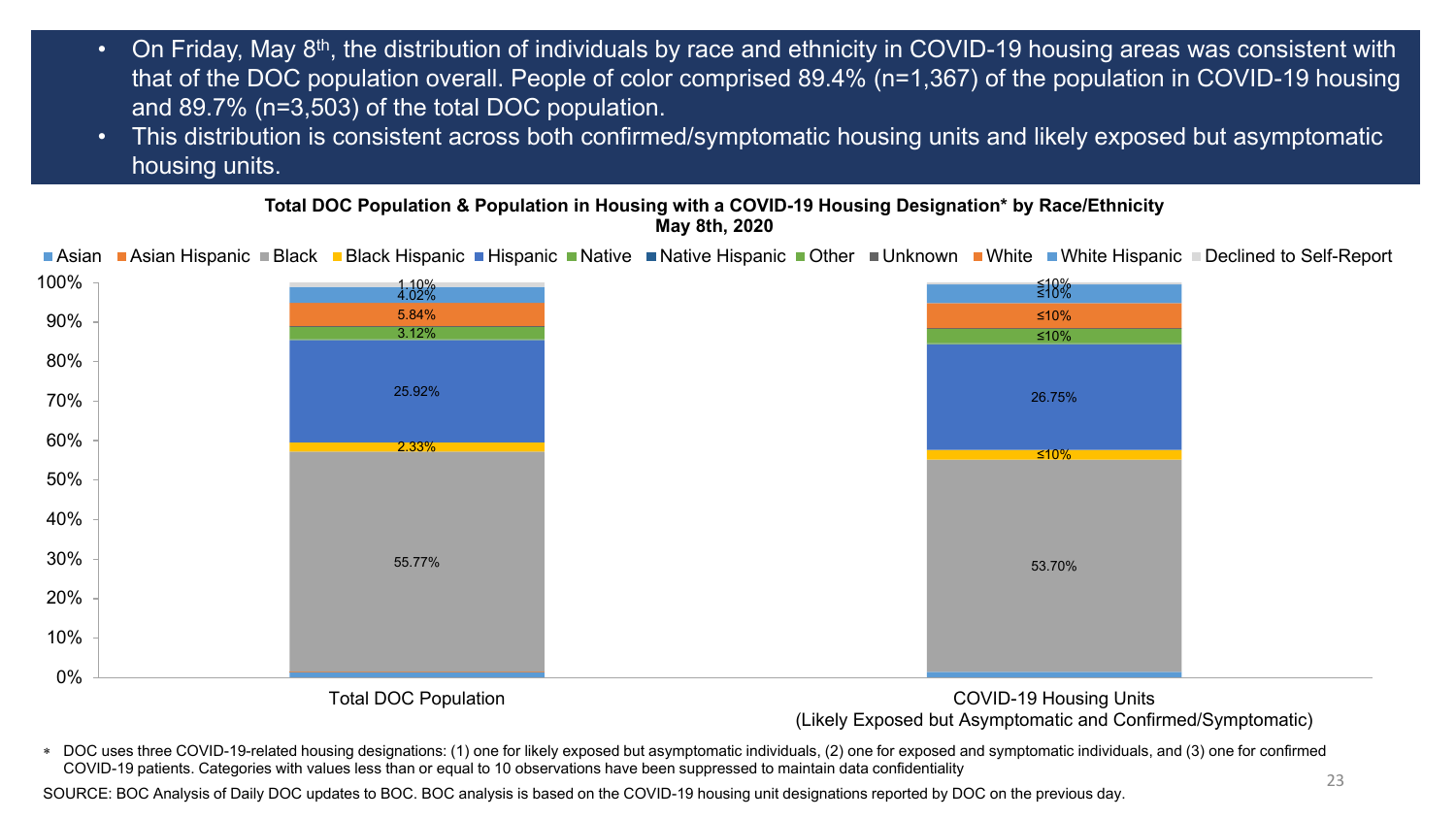- On Friday, May 8th, the distribution of individuals by race and ethnicity in COVID-19 housing areas was consistent with that of the DOC population overall. People of color comprised 89.4% (n=1,367) of the population in COVID-19 housing and 89.7% (n=3,503) of the total DOC population.
- This distribution is consistent across both confirmed/symptomatic housing units and likely exposed but asymptomatic housing units.

**Total DOC Population & Population in Housing with a COVID-19 Housing Designation* by Race/Ethnicity**
**May 8th, 2020**

| Race/Ethnicity | Total DOC Population | COVID-19 Housing Units (Likely Exposed but Asymptomatic and Confirmed/Symptomatic) |
|---|---|---|
| Black | 55.77% | 53.70% |
| Black Hispanic | 2.33% | ≤10% |
| Hispanic | 25.92% | 26.75% |
| Other | 3.12% | ≤10% |
| White | 5.84% | ≤10% |
| White Hispanic | 4.02% | ≤10% |
| Declined to Self-Report | 1.10% | ≤10% |

\* DOC uses three COVID-19-related housing designations: (1) one for likely exposed but asymptomatic individuals, (2) one for exposed and symptomatic individuals, and (3) one for confirmed COVID-19 patients. Categories with values less than or equal to 10 observations have been suppressed to maintain data confidentiality

SOURCE: BOC Analysis of Daily DOC updates to BOC. BOC analysis is based on the COVID-19 housing unit designations reported by DOC on the previous day.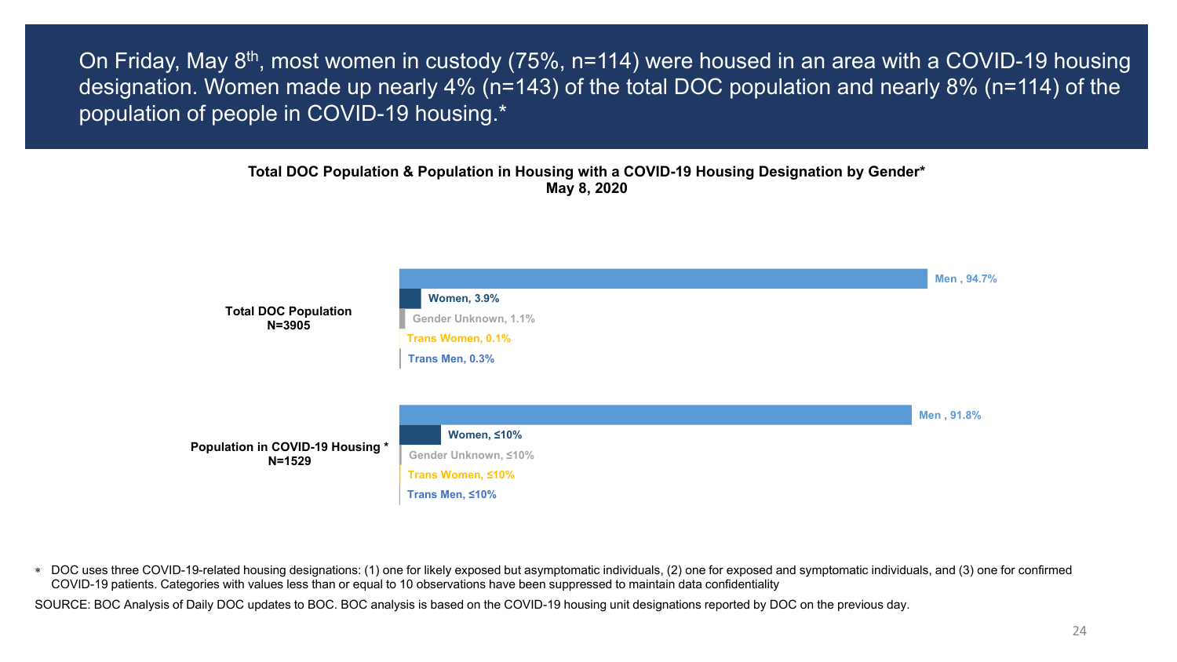On Friday, May 8th, most women in custody (75%, n=114) were housed in an area with a COVID-19 housing designation. Women made up nearly 4% (n=143) of the total DOC population and nearly 8% (n=114) of the population of people in COVID-19 housing.*

**Total DOC Population & Population in Housing with a COVID-19 Housing Designation by Gender\***
**May 8, 2020**

**Total DOC Population**
**N=3905**

Men , 94.7%
Women, 3.9%
Gender Unknown, 1.1%
Trans Women, 0.1%
Trans Men, 0.3%

**Population in COVID-19 Housing \***
**N=1529**

Men , 91.8%
Women, ≤10%
Gender Unknown, ≤10%
Trans Women, ≤10%
Trans Men, ≤10%

\* DOC uses three COVID-19-related housing designations: (1) one for likely exposed but asymptomatic individuals, (2) one for exposed and symptomatic individuals, and (3) one for confirmed COVID-19 patients. Categories with values less than or equal to 10 observations have been suppressed to maintain data confidentiality

SOURCE: BOC Analysis of Daily DOC updates to BOC. BOC analysis is based on the COVID-19 housing unit designations reported by DOC on the previous day.